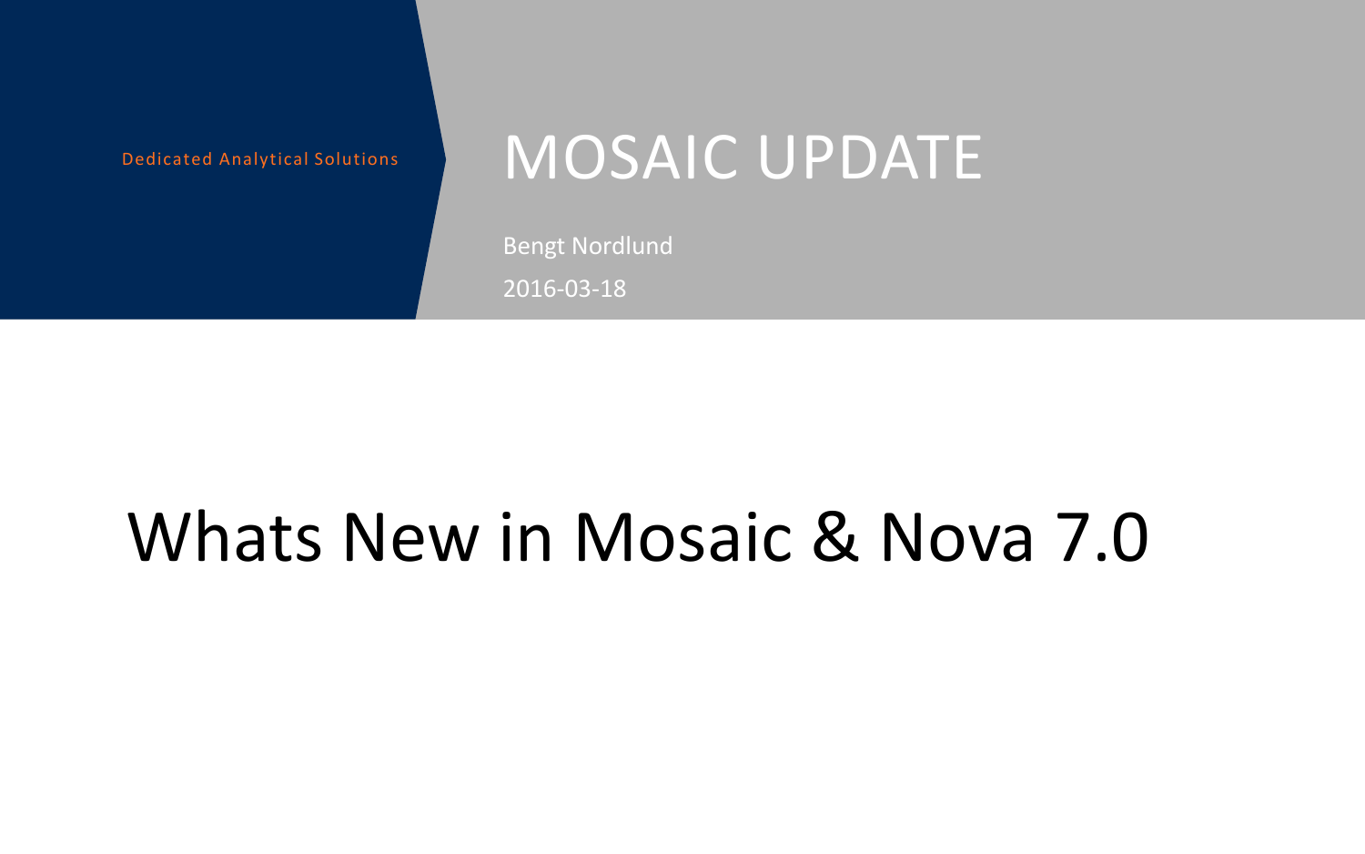Dedicated Analytical Solutions

# MOSAIC UPDATE

Bengt Nordlund

2016-03-18

# Whats New in Mosaic & Nova 7.0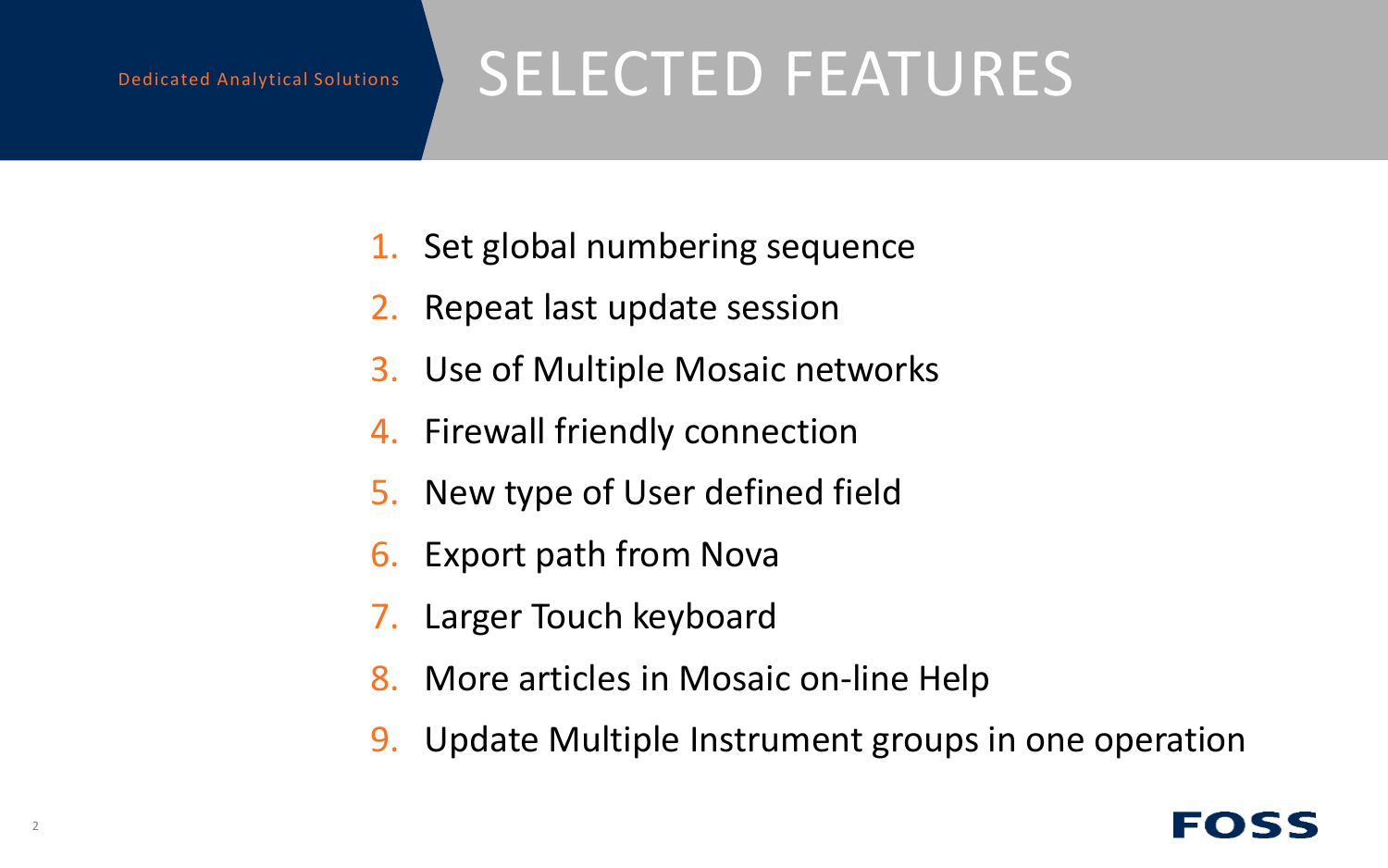Dedicated Analytical Solutions

# SELECTED FEATURES

1. Set global numbering sequence
2. Repeat last update session
3. Use of Multiple Mosaic networks
4. Firewall friendly connection
5. New type of User defined field
6. Export path from Nova
7. Larger Touch keyboard
8. More articles in Mosaic on-line Help
9. Update Multiple Instrument groups in one operation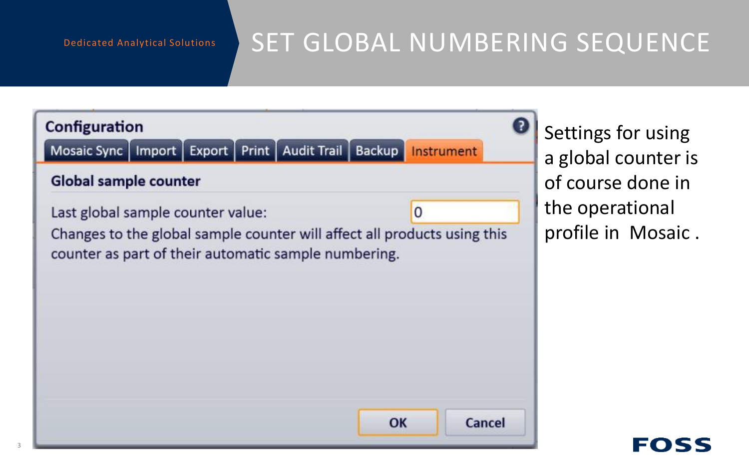Dedicated Analytical Solutions

# SET GLOBAL NUMBERING SEQUENCE

**Configuration**

Mosaic Sync | Import | Export | Print | Audit Trail | Backup | Instrument

**Global sample counter**

Last global sample counter value: 0

Changes to the global sample counter will affect all products using this counter as part of their automatic sample numbering.

OK | Cancel

Settings for using a global counter is of course done in the operational profile in Mosaic .

FOSS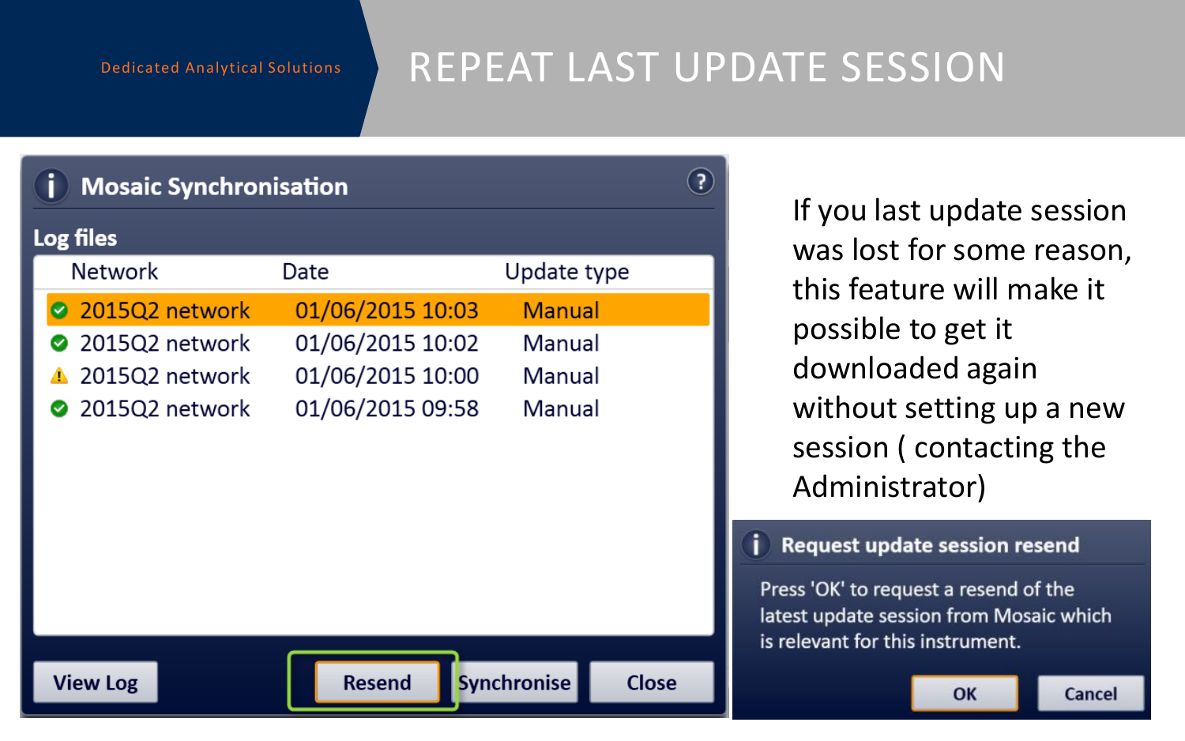Dedicated Analytical Solutions

# REPEAT LAST UPDATE SESSION

**Mosaic Synchronisation**

**Log files**

| Network | Date | Update type |
|---|---|---|
| 2015Q2 network | 01/06/2015 10:03 | Manual |
| 2015Q2 network | 01/06/2015 10:02 | Manual |
| 2015Q2 network | 01/06/2015 10:00 | Manual |
| 2015Q2 network | 01/06/2015 09:58 | Manual |

View Log | Resend | Synchronise | Close

If you last update session was lost for some reason, this feature will make it possible to get it downloaded again without setting up a new session ( contacting the Administrator)

**Request update session resend**

Press 'OK' to request a resend of the latest update session from Mosaic which is relevant for this instrument.

OK | Cancel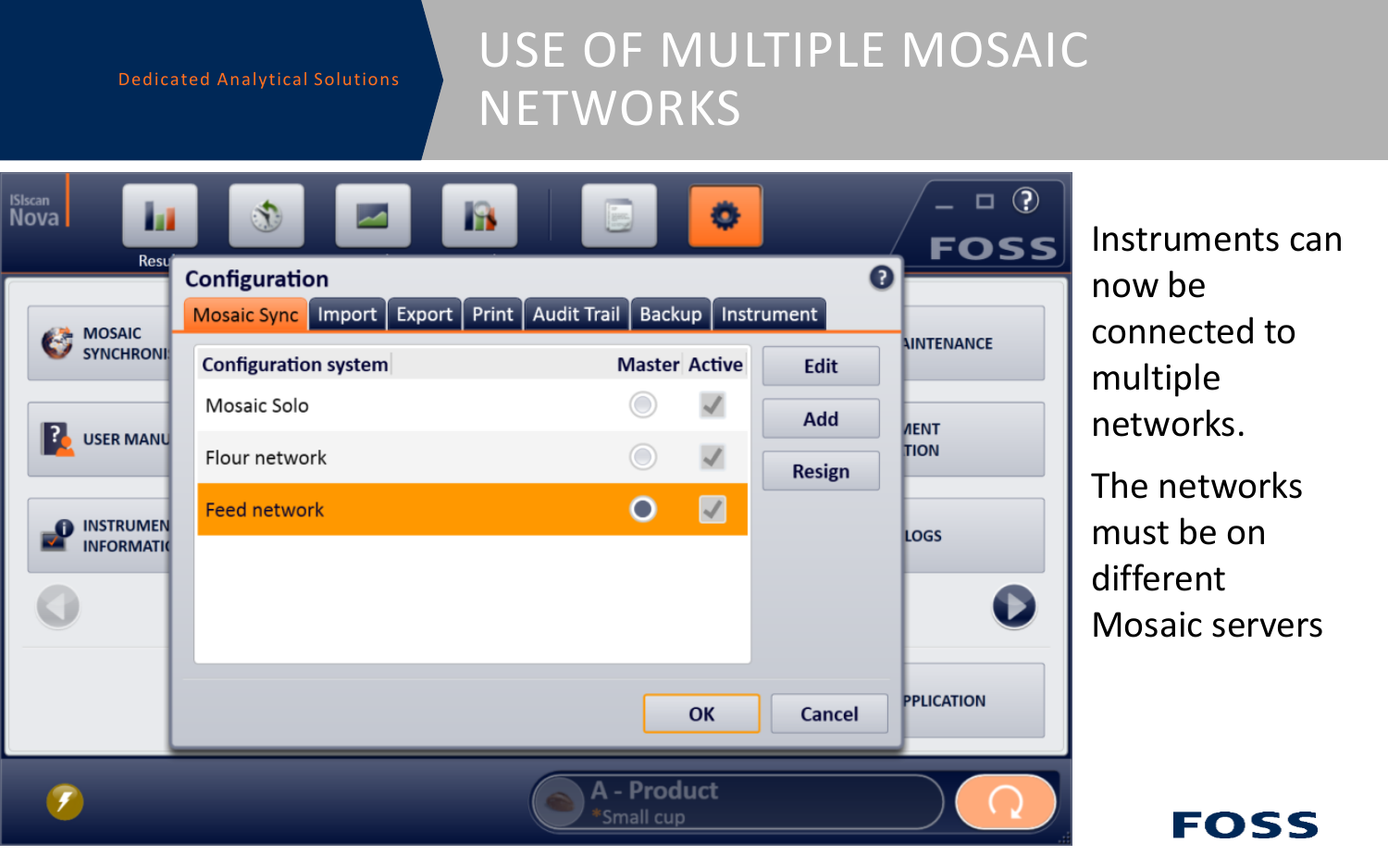Dedicated Analytical Solutions

# USE OF MULTIPLE MOSAIC NETWORKS

Instruments can now be connected to multiple networks.

The networks must be on different Mosaic servers

| Configuration system | Master | Active |
|---|---|---|
| Mosaic Solo | ○ | ✓ |
| Flour network | ○ | ✓ |
| Feed network | ● | ✓ |

FOSS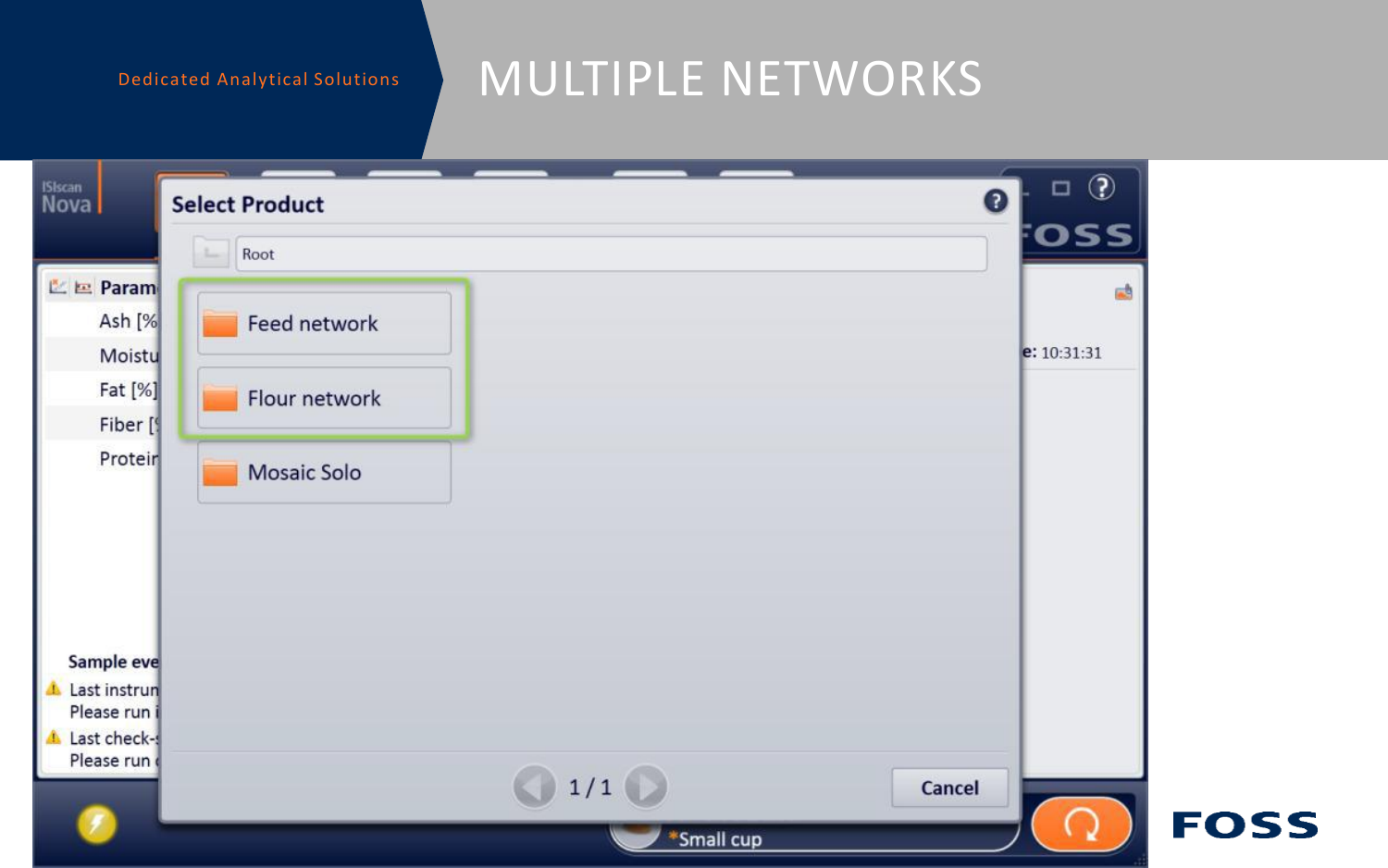# MULTIPLE NETWORKS

Dedicated Analytical Solutions

**Select Product**

Root

- Feed network
- Flour network
- Mosaic Solo

1 / 1

Cancel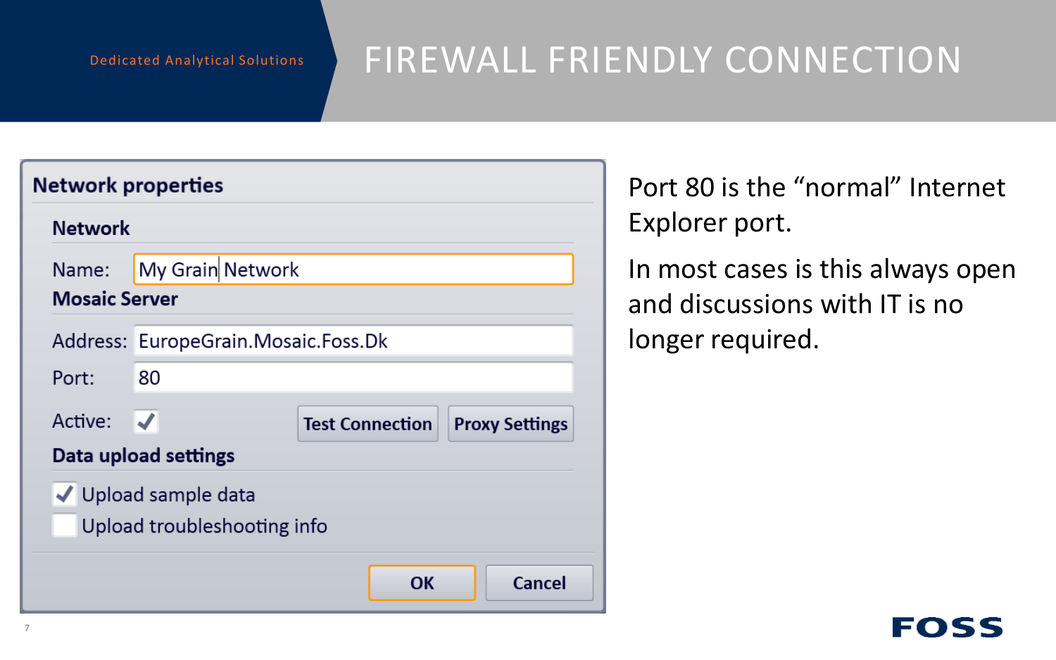# FIREWALL FRIENDLY CONNECTION

Dedicated Analytical Solutions

**Network properties**

**Network**

Name: My Grain Network

**Mosaic Server**

Address: EuropeGrain.Mosaic.Foss.Dk

Port: 80

Active: ✓ Test Connection Proxy Settings

**Data upload settings**

✓ Upload sample data

Upload troubleshooting info

OK Cancel

Port 80 is the "normal" Internet Explorer port.

In most cases is this always open and discussions with IT is no longer required.

FOSS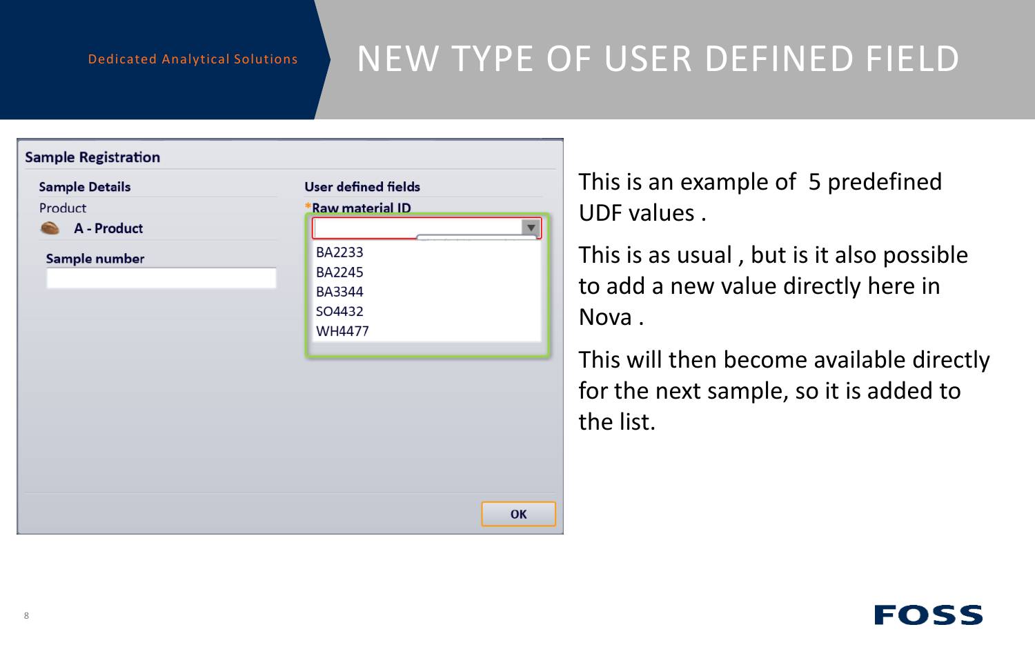# NEW TYPE OF USER DEFINED FIELD

**Sample Registration**

**Sample Details**

Product

**A - Product**

**Sample number**

**User defined fields**

***Raw material ID**

- BA2233
- BA2245
- BA3344
- SO4432
- WH4477

**OK**

This is an example of 5 predefined UDF values .

This is as usual , but is it also possible to add a new value directly here in Nova .

This will then become available directly for the next sample, so it is added to the list.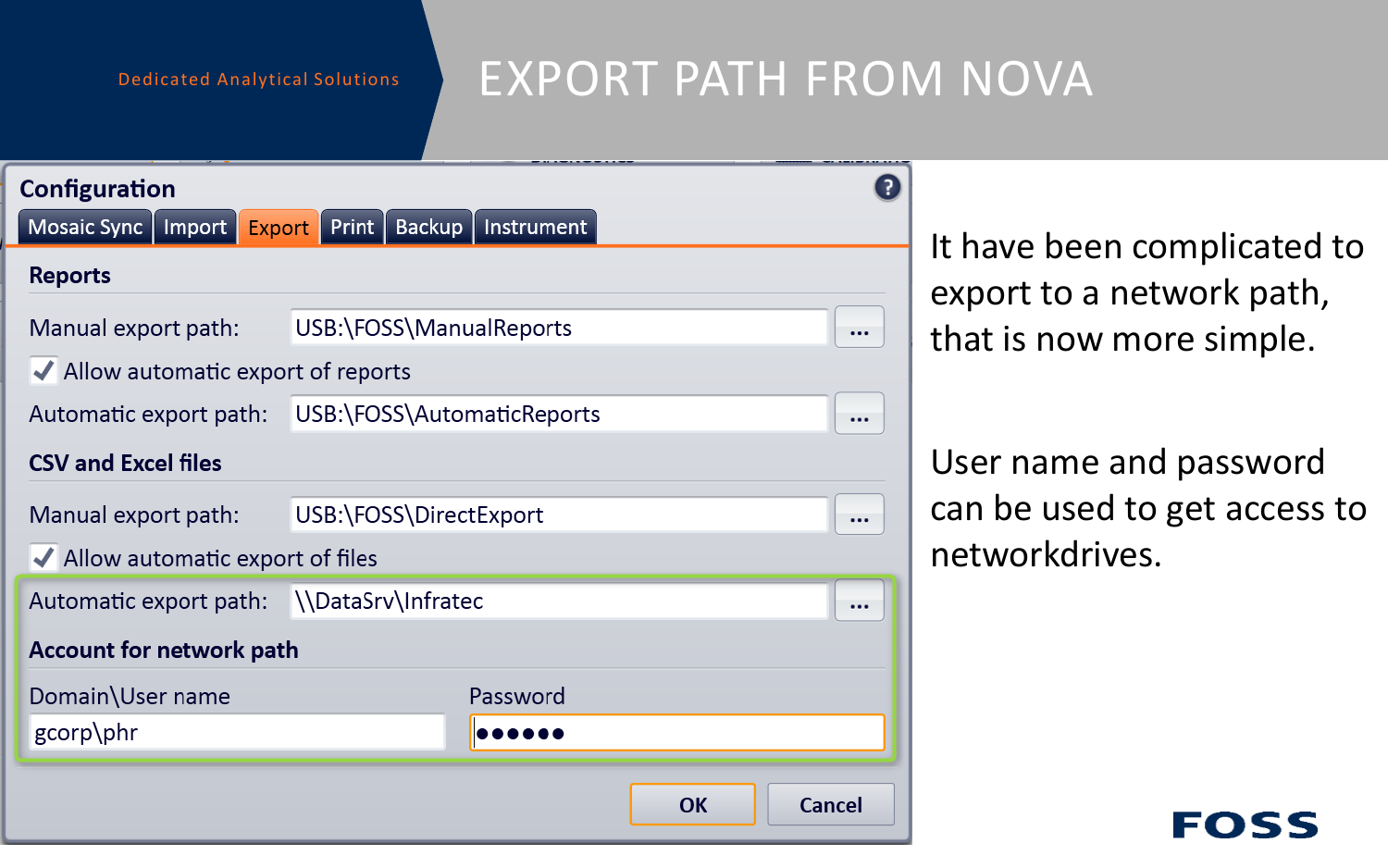Dedicated Analytical Solutions

# EXPORT PATH FROM NOVA

## Configuration

Mosaic Sync | Import | Export | Print | Backup | Instrument

### Reports

Manual export path: USB:\FOSS\ManualReports

✓ Allow automatic export of reports

Automatic export path: USB:\FOSS\AutomaticReports

### CSV and Excel files

Manual export path: USB:\FOSS\DirectExport

✓ Allow automatic export of files

Automatic export path: \\DataSrv\Infratec

### Account for network path

Domain\User name: gcorp\phr

Password: ●●●●●●

OK | Cancel

It have been complicated to export to a network path, that is now more simple.

User name and password can be used to get access to networkdrives.

FOSS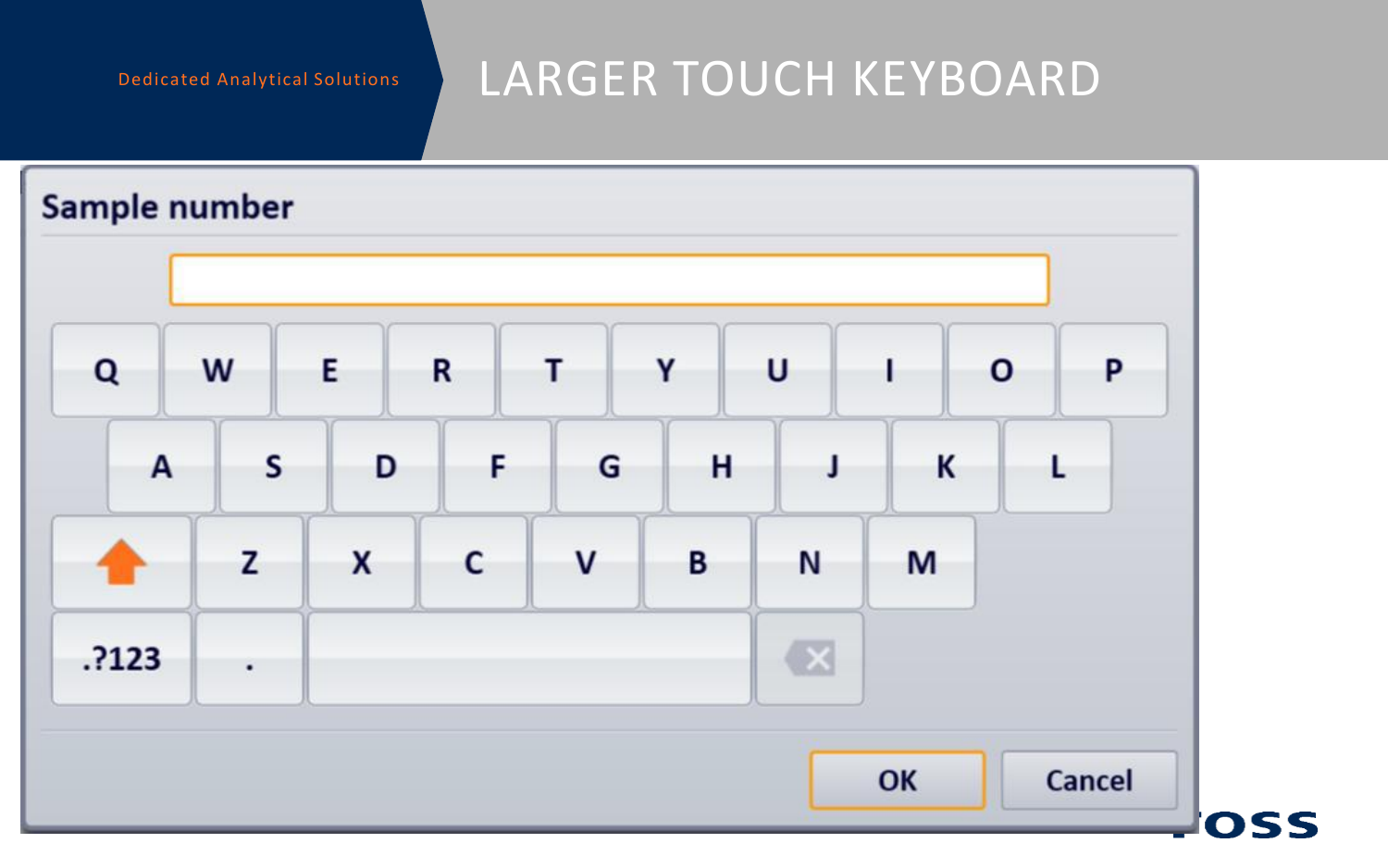# LARGER TOUCH KEYBOARD

Sample number

| Q | W | E | R | T | Y | U | I | O | P |
|---|---|---|---|---|---|---|---|---|---|
| A | S | D | F | G | H | J | K | L | |
| ⇧ | Z | X | C | V | B | N | M | | |
| .?123 | . | | | | | | | | |

OK Cancel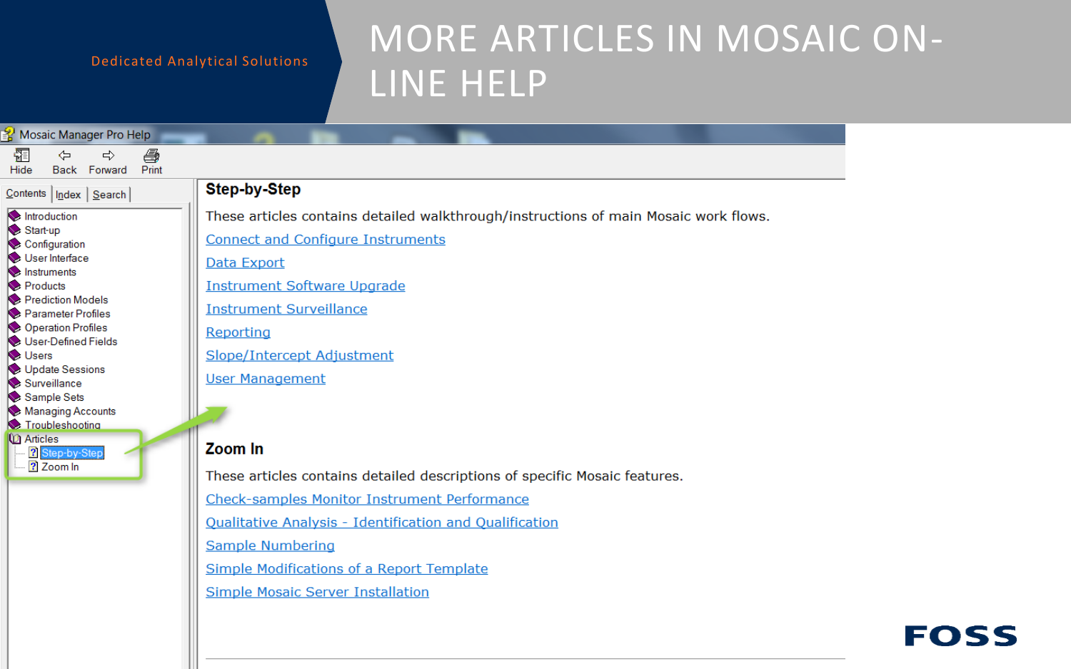# MORE ARTICLES IN MOSAIC ON-LINE HELP

Dedicated Analytical Solutions

Mosaic Manager Pro Help

Hide | Back | Forward | Print

Contents | Index | Search

- Introduction
- Start-up
- Configuration
- User Interface
- Instruments
- Products
- Prediction Models
- Parameter Profiles
- Operation Profiles
- User-Defined Fields
- Users
- Update Sessions
- Surveillance
- Sample Sets
- Managing Accounts
- Troubleshooting
- Articles
  - Step-by-Step
  - Zoom In

## Step-by-Step

These articles contains detailed walkthrough/instructions of main Mosaic work flows.

Connect and Configure Instruments

Data Export

Instrument Software Upgrade

Instrument Surveillance

Reporting

Slope/Intercept Adjustment

User Management

## Zoom In

These articles contains detailed descriptions of specific Mosaic features.

Check-samples Monitor Instrument Performance

Qualitative Analysis - Identification and Qualification

Sample Numbering

Simple Modifications of a Report Template

Simple Mosaic Server Installation

FOSS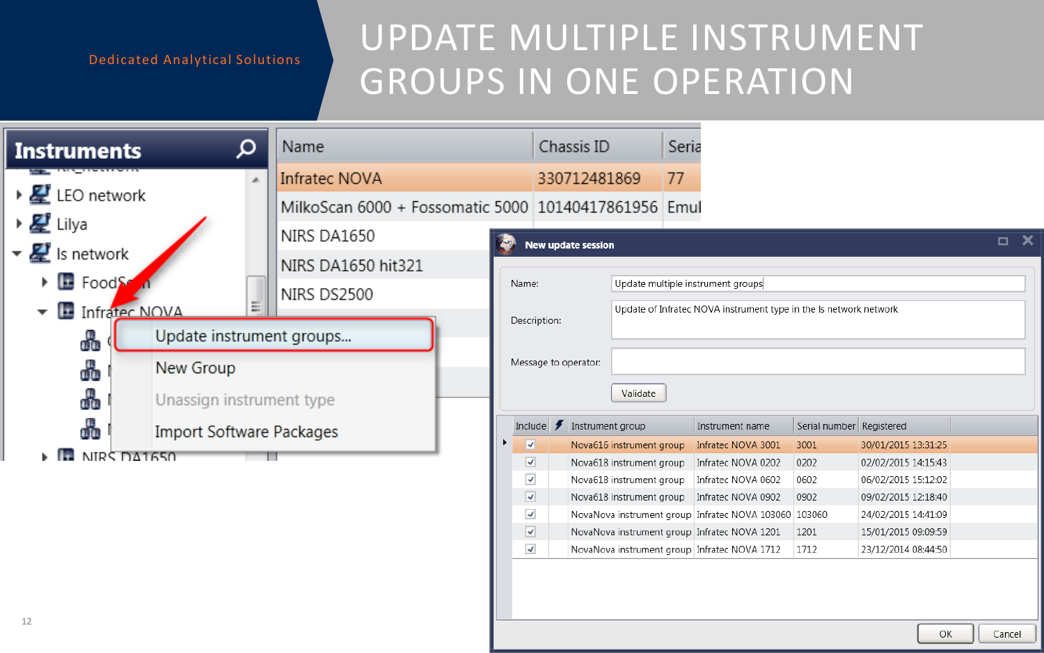Dedicated Analytical Solutions

# UPDATE MULTIPLE INSTRUMENT GROUPS IN ONE OPERATION

**Instruments**

- LEO network
- Lilya
- Is network
  - FoodScan
  - Infratec NOVA
- NIRS DA1650

Context menu:
- Update instrument groups...
- New Group
- Unassign instrument type
- Import Software Packages

| Name | Chassis ID | Seria |
|---|---|---|
| Infratec NOVA | 330712481869 | 77 |
| MilkoScan 6000 + Fossomatic 5000 | 10140417861956 | Emul |
| NIRS DA1650 | | |
| NIRS DA1650 hit321 | | |
| NIRS DS2500 | | |

**New update session**

Name: Update multiple instrument groups

Description: Update of Infratec NOVA instrument type in the Is network network

Message to operator:

Validate

| Include | | Instrument group | Instrument name | Serial number | Registered |
|---|---|---|---|---|---|
| ✓ | | Nova616 instrument group | Infratec NOVA 3001 | 3001 | 30/01/2015 13:31:25 |
| ✓ | | Nova618 instrument group | Infratec NOVA 0202 | 0202 | 02/02/2015 14:15:43 |
| ✓ | | Nova618 instrument group | Infratec NOVA 0602 | 0602 | 06/02/2015 15:12:02 |
| ✓ | | Nova618 instrument group | Infratec NOVA 0902 | 0902 | 09/02/2015 12:18:40 |
| ✓ | | NovaNova instrument group | Infratec NOVA 103060 | 103060 | 24/02/2015 14:41:09 |
| ✓ | | NovaNova instrument group | Infratec NOVA 1201 | 1201 | 15/01/2015 09:09:59 |
| ✓ | | NovaNova instrument group | Infratec NOVA 1712 | 1712 | 23/12/2014 08:44:50 |

OK | Cancel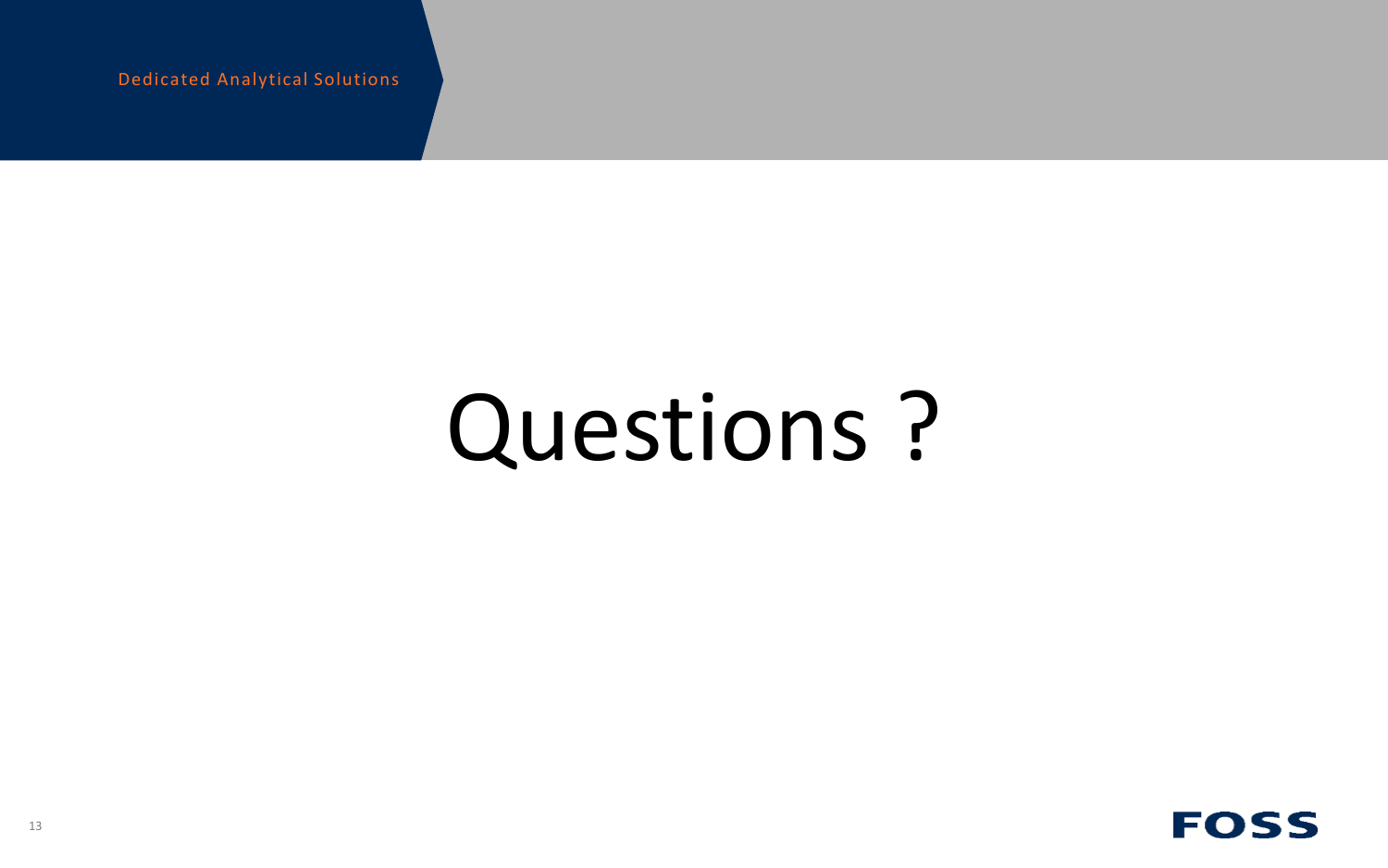# Questions ?